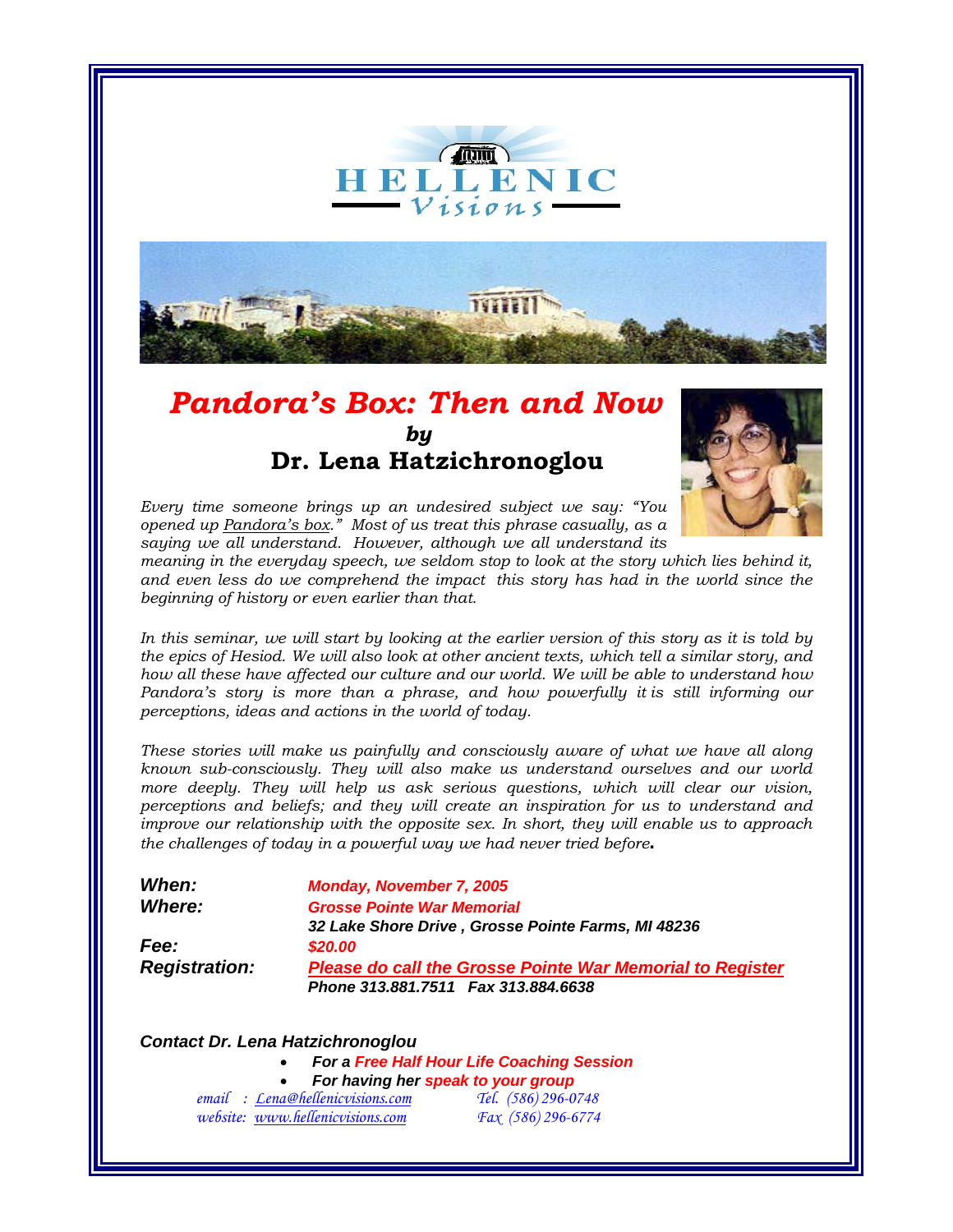# HELLENIC Visions

# *Pandora's Box: Then and Now*

***by***

## **Dr. Lena Hatzichronoglou**

*Every time someone brings up an undesired subject we say: "You opened up Pandora's box." Most of us treat this phrase casually, as a saying we all understand. However, although we all understand its meaning in the everyday speech, we seldom stop to look at the story which lies behind it, and even less do we comprehend the impact this story has had in the world since the beginning of history or even earlier than that.*

*In this seminar, we will start by looking at the earlier version of this story as it is told by the epics of Hesiod. We will also look at other ancient texts, which tell a similar story, and how all these have affected our culture and our world. We will be able to understand how Pandora's story is more than a phrase, and how powerfully it is still informing our perceptions, ideas and actions in the world of today.*

*These stories will make us painfully and consciously aware of what we have all along known sub-consciously. They will also make us understand ourselves and our world more deeply. They will help us ask serious questions, which will clear our vision, perceptions and beliefs; and they will create an inspiration for us to understand and improve our relationship with the opposite sex. In short, they will enable us to approach the challenges of today in a powerful way we had never tried before.*

***When:*** ***Monday, November 7, 2005***

***Where:*** ***Grosse Pointe War Memorial***
***32 Lake Shore Drive , Grosse Pointe Farms, MI 48236***

***Fee:*** ***$20.00***

***Registration:*** ***Please do call the Grosse Pointe War Memorial to Register***
***Phone 313.881.7511 Fax 313.884.6638***

***Contact Dr. Lena Hatzichronoglou***

- ***For a Free Half Hour Life Coaching Session***
- ***For having her speak to your group***

*email : Lena@hellenicvisions.com* *Tel. (586) 296-0748*
*website: www.hellenicvisions.com* *Fax (586) 296-6774*